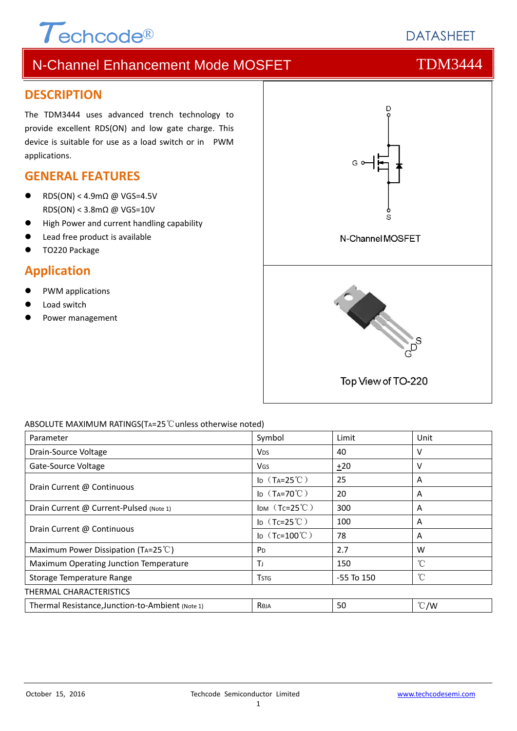DATASHEET

# N-Channel Enhancement Mode MOSFET — TDM3444

## DESCRIPTION

The TDM3444 uses advanced trench technology to provide excellent RDS(ON) and low gate charge. This device is suitable for use as a load switch or in PWM applications.

## GENERAL FEATURES

- RDS(ON) < 4.9mΩ @ VGS=4.5V
  RDS(ON) < 3.8mΩ @ VGS=10V
- High Power and current handling capability
- Lead free product is available
- TO220 Package

## Application

- PWM applications
- Load switch
- Power management

N-Channel MOSFET

Top View of TO-220

ABSOLUTE MAXIMUM RATINGS($T_A$=25℃unless otherwise noted)

| Parameter | Symbol | Limit | Unit |
|---|---|---|---|
| Drain-Source Voltage | $V_{DS}$ | 40 | V |
| Gate-Source Voltage | $V_{GS}$ | $\pm$20 | V |
| Drain Current @ Continuous | $I_D$（$T_A$=25℃） | 25 | A |
| | $I_D$（$T_A$=70℃） | 20 | A |
| Drain Current @ Current-Pulsed (Note 1) | $I_{DM}$（$T_C$=25℃） | 300 | A |
| Drain Current @ Continuous | $I_D$（$T_C$=25℃） | 100 | A |
| | $I_D$（$T_C$=100℃） | 78 | A |
| Maximum Power Dissipation ($T_A$=25℃) | $P_D$ | 2.7 | W |
| Maximum Operating Junction Temperature | $T_J$ | 150 | ℃ |
| Storage Temperature Range | $T_{STG}$ | -55 To 150 | ℃ |

THERMAL CHARACTERISTICS

| Parameter | Symbol | Limit | Unit |
|---|---|---|---|
| Thermal Resistance,Junction-to-Ambient (Note 1) | $R_{\theta JA}$ | 50 | ℃/W |

October 15, 2016 Techcode Semiconductor Limited www.techcodesemi.com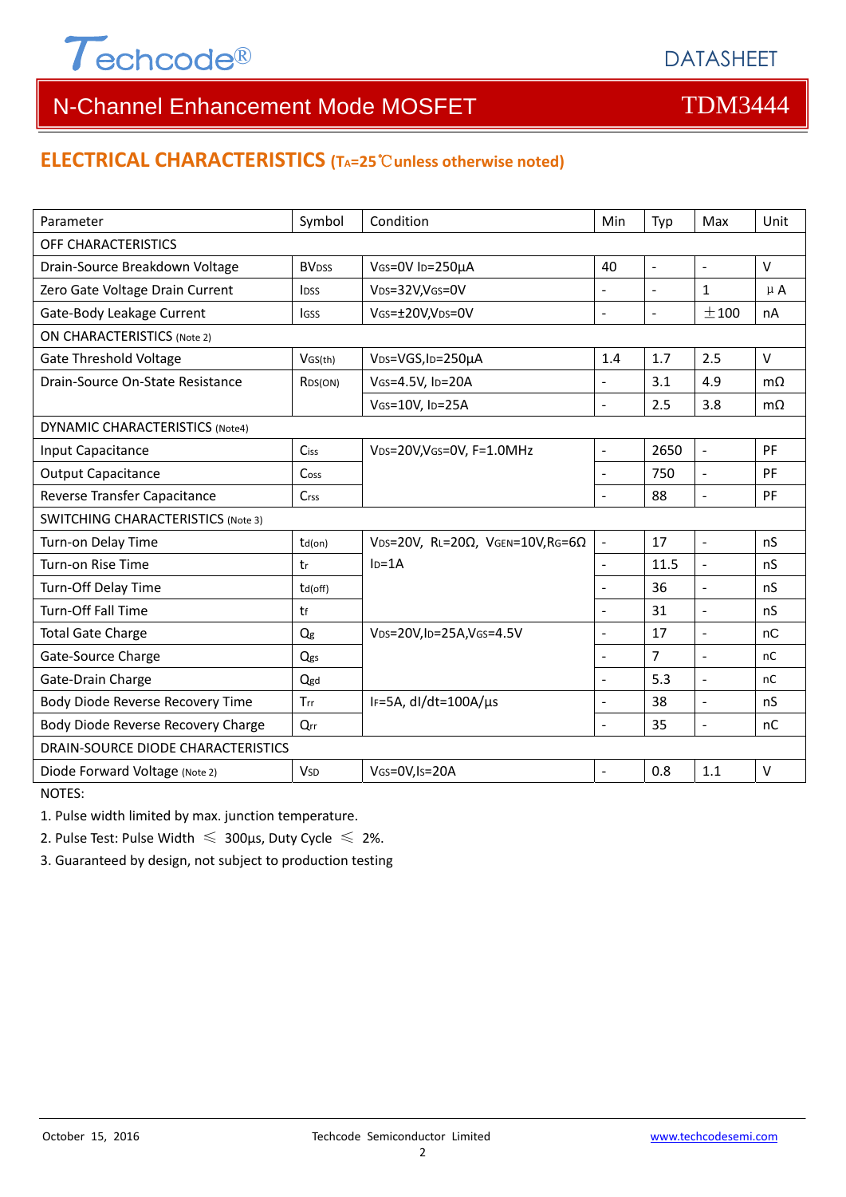## ELECTRICAL CHARACTERISTICS ($T_A$=25℃unless otherwise noted)

| Parameter | Symbol | Condition | Min | Typ | Max | Unit |
|---|---|---|---|---|---|---|
| OFF CHARACTERISTICS | | | | | | |
| Drain-Source Breakdown Voltage | $BV_{DSS}$ | $V_{GS}$=0V $I_D$=250μA | 40 | - | - | V |
| Zero Gate Voltage Drain Current | $I_{DSS}$ | $V_{DS}$=32V,$V_{GS}$=0V | - | - | 1 | μA |
| Gate-Body Leakage Current | $I_{GSS}$ | $V_{GS}$=±20V,$V_{DS}$=0V | - | - | ±100 | nA |
| ON CHARACTERISTICS (Note 2) | | | | | | |
| Gate Threshold Voltage | $V_{GS(th)}$ | $V_{DS}$=VGS,$I_D$=250μA | 1.4 | 1.7 | 2.5 | V |
| Drain-Source On-State Resistance | $R_{DS(ON)}$ | $V_{GS}$=4.5V, $I_D$=20A | - | 3.1 | 4.9 | mΩ |
| | | $V_{GS}$=10V, $I_D$=25A | - | 2.5 | 3.8 | mΩ |
| DYNAMIC CHARACTERISTICS (Note4) | | | | | | |
| Input Capacitance | $C_{iss}$ | $V_{DS}$=20V,$V_{GS}$=0V, F=1.0MHz | - | 2650 | - | PF |
| Output Capacitance | $C_{oss}$ | | - | 750 | - | PF |
| Reverse Transfer Capacitance | $C_{rss}$ | | - | 88 | - | PF |
| SWITCHING CHARACTERISTICS (Note 3) | | | | | | |
| Turn-on Delay Time | $t_{d(on)}$ | $V_{DS}$=20V, $R_L$=20Ω, $V_{GEN}$=10V,$R_G$=6Ω $I_D$=1A | - | 17 | - | nS |
| Turn-on Rise Time | $t_r$ | | - | 11.5 | - | nS |
| Turn-Off Delay Time | $t_{d(off)}$ | | - | 36 | - | nS |
| Turn-Off Fall Time | $t_f$ | | - | 31 | - | nS |
| Total Gate Charge | $Q_g$ | $V_{DS}$=20V,$I_D$=25A,$V_{GS}$=4.5V | - | 17 | - | nC |
| Gate-Source Charge | $Q_{gs}$ | | - | 7 | - | nC |
| Gate-Drain Charge | $Q_{gd}$ | | - | 5.3 | - | nC |
| Body Diode Reverse Recovery Time | $T_{rr}$ | $I_F$=5A, dI/dt=100A/μs | - | 38 | - | nS |
| Body Diode Reverse Recovery Charge | $Q_{rr}$ | | - | 35 | - | nC |
| DRAIN-SOURCE DIODE CHARACTERISTICS | | | | | | |
| Diode Forward Voltage (Note 2) | $V_{SD}$ | $V_{GS}$=0V,$I_S$=20A | - | 0.8 | 1.1 | V |

NOTES:

1. Pulse width limited by max. junction temperature.
2. Pulse Test: Pulse Width ≤ 300μs, Duty Cycle ≤ 2%.
3. Guaranteed by design, not subject to production testing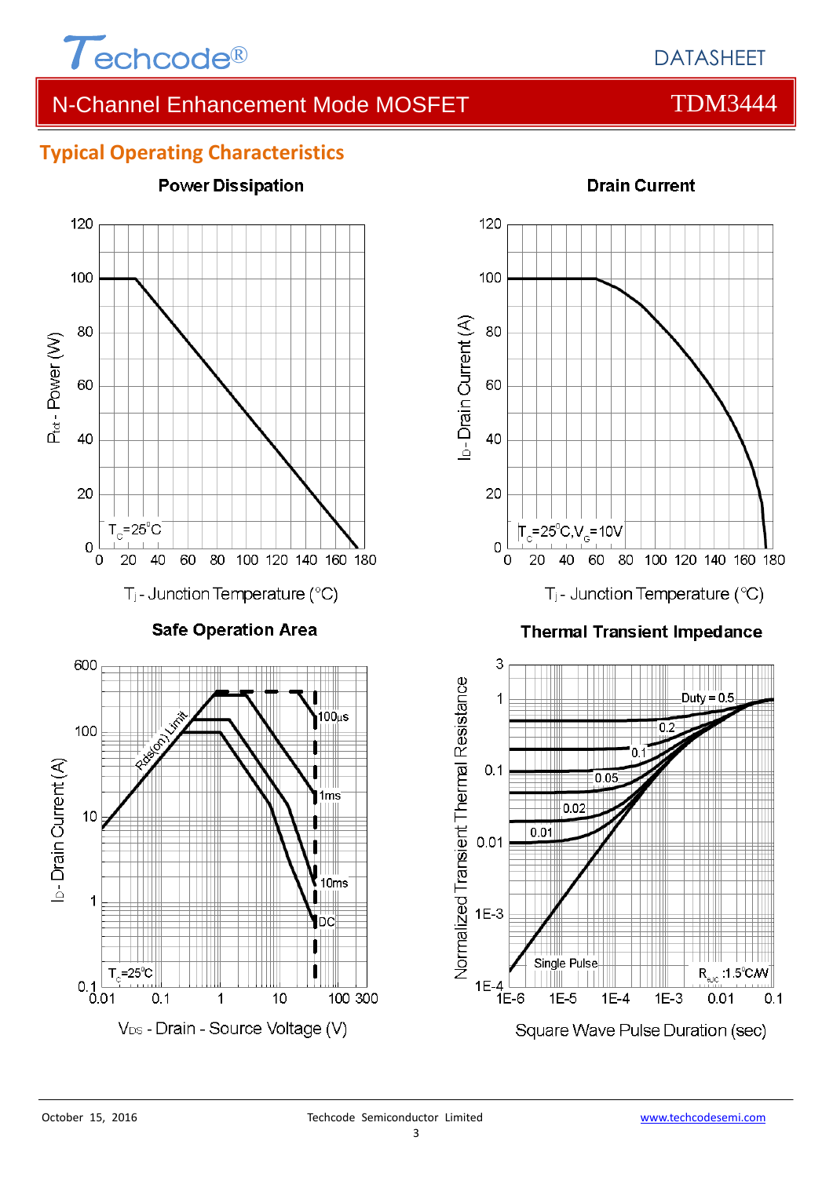## Typical Operating Characteristics

**Power Dissipation**

$P_{tot}$ - Power (W)

$T_C$=25°C

$T_j$ - Junction Temperature (°C)

**Drain Current**

$I_D$ - Drain Current (A)

$T_C$=25°C, $V_G$=10V

$T_j$ - Junction Temperature (°C)

**Safe Operation Area**

$I_D$ - Drain Current (A)

Rds(on) Limit

100μs

1ms

10ms

DC

$T_C$=25°C

$V_{DS}$ - Drain - Source Voltage (V)

**Thermal Transient Impedance**

Normalized Transient Thermal Resistance

Duty = 0.5

0.2

0.1

0.05

0.02

0.01

Single Pulse

$R_{\theta JC}$ :1.5°C/W

Square Wave Pulse Duration (sec)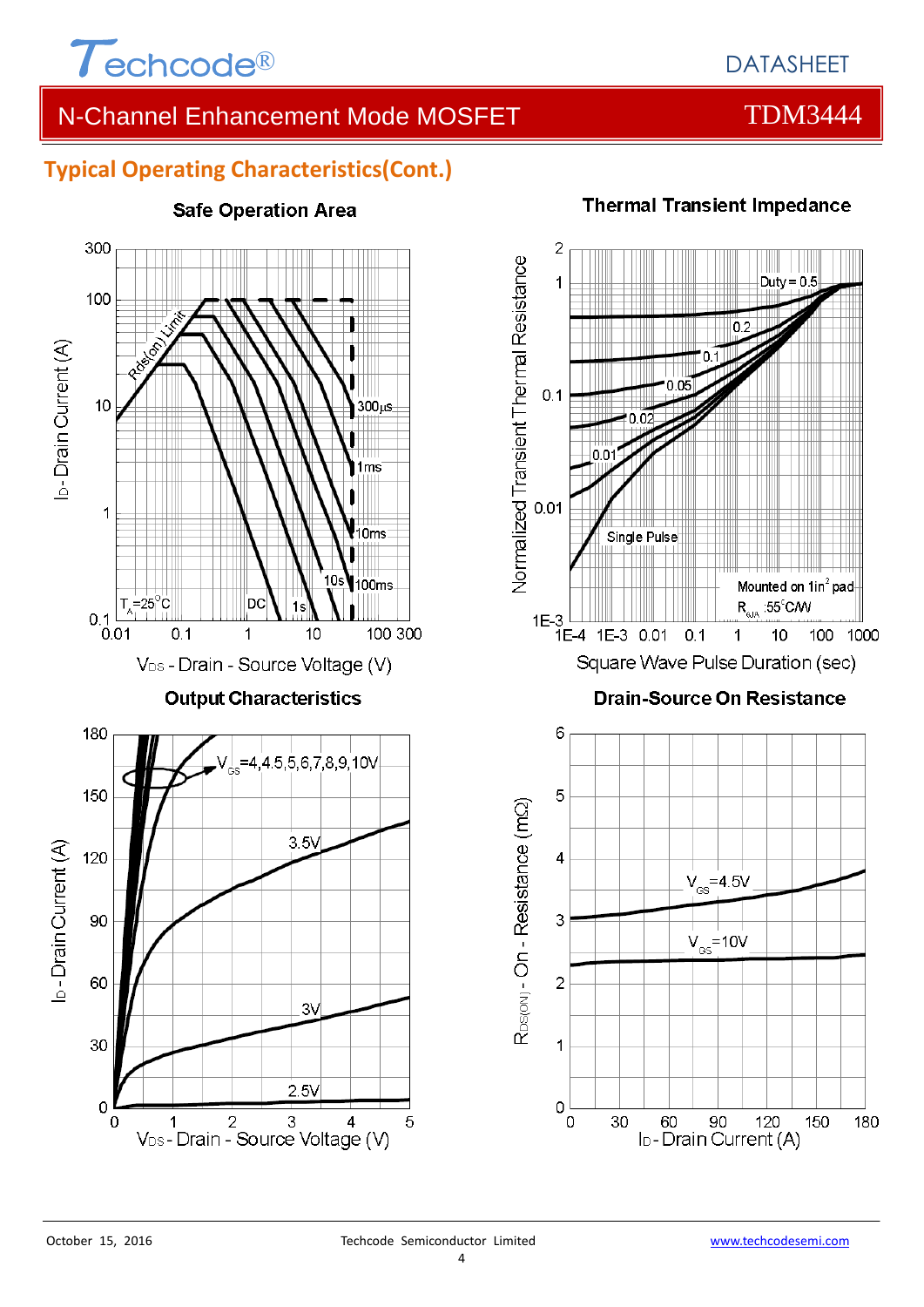## Typical Operating Characteristics(Cont.)

### Safe Operation Area

Rds(on) Limit

$T_A=25^{\circ}C$

300µs, 1ms, 10ms, 100ms, 10s, 1s, DC

$I_D$ - Drain Current (A)

$V_{DS}$ - Drain - Source Voltage (V)

### Thermal Transient Impedance

Duty = 0.5, 0.2, 0.1, 0.05, 0.02, 0.01, Single Pulse

Mounted on 1in² pad
$R_{\theta JA}$ :55°C/W

Normalized Transient Thermal Resistance

Square Wave Pulse Duration (sec)

### Output Characteristics

$V_{GS}$=4,4.5,5,6,7,8,9,10V

3.5V

3V

2.5V

$I_D$ - Drain Current (A)

$V_{DS}$ - Drain - Source Voltage (V)

### Drain-Source On Resistance

$V_{GS}$=4.5V

$V_{GS}$=10V

$R_{DS(ON)}$ - On - Resistance (mΩ)

$I_D$ - Drain Current (A)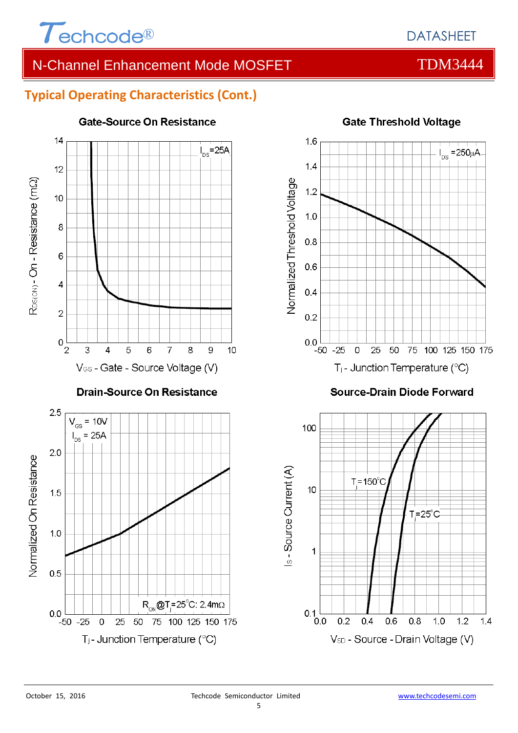## Typical Operating Characteristics (Cont.)

**Gate-Source On Resistance**

$I_{DS}$=25A

$R_{DS(ON)}$ - On - Resistance (mΩ)

$V_{GS}$ - Gate - Source Voltage (V)

**Gate Threshold Voltage**

$I_{DS}$ =250μA

Normalized Threshold Voltage

$T_j$ - Junction Temperature (°C)

**Drain-Source On Resistance**

$V_{GS}$ = 10V

$I_{DS}$ = 25A

$R_{ON}$@$T_j$=25°C: 2.4mΩ

Normalized On Resistance

$T_j$ - Junction Temperature (°C)

**Source-Drain Diode Forward**

$T_j$=150°C

$T_j$=25°C

$I_S$ - Source Current (A)

$V_{SD}$ - Source - Drain Voltage (V)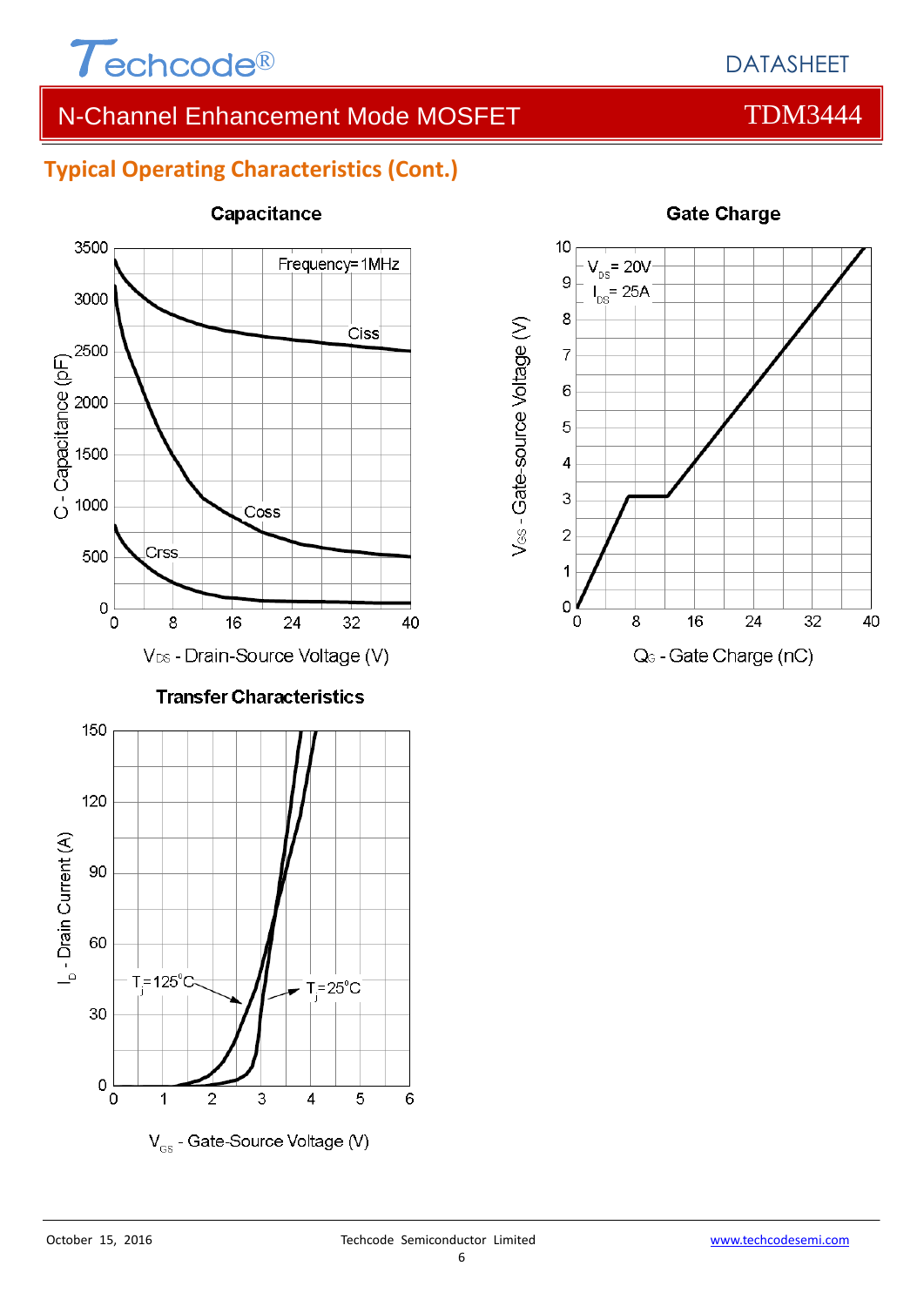## Typical Operating Characteristics (Cont.)

**Capacitance**

Frequency=1MHz

Ciss

Coss

Crss

C - Capacitance (pF)

$V_{DS}$ - Drain-Source Voltage (V)

**Gate Charge**

$V_{DS}$= 20V

$I_{DS}$= 25A

$V_{GS}$ - Gate-source Voltage (V)

$Q_G$ - Gate Charge (nC)

**Transfer Characteristics**

$T_j$=125°C

$T_j$=25°C

$I_D$ - Drain Current (A)

$V_{GS}$ - Gate-Source Voltage (V)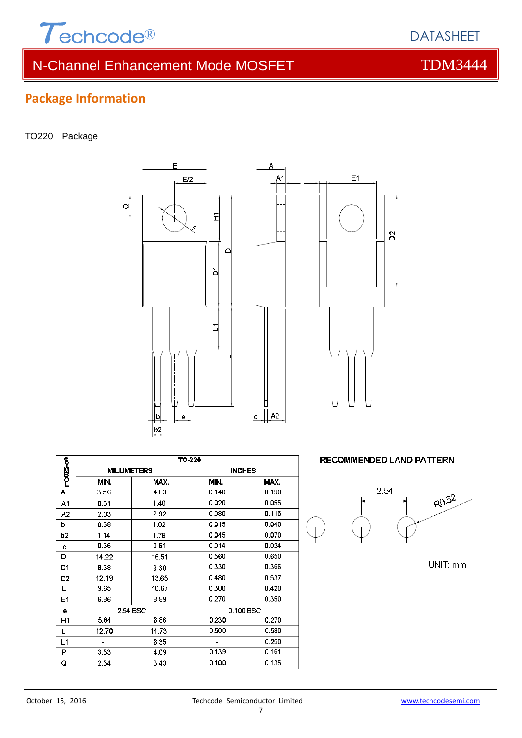## Package Information

TO220 Package

| SYMBOL | TO-220 | | | |
|---|---|---|---|---|
| | MILLIMETERS | | INCHES | |
| | MIN. | MAX. | MIN. | MAX. |
| A | 3.56 | 4.83 | 0.140 | 0.190 |
| A1 | 0.51 | 1.40 | 0.020 | 0.055 |
| A2 | 2.03 | 2.92 | 0.080 | 0.115 |
| b | 0.38 | 1.02 | 0.015 | 0.040 |
| b2 | 1.14 | 1.78 | 0.045 | 0.070 |
| c | 0.36 | 0.61 | 0.014 | 0.024 |
| D | 14.22 | 16.51 | 0.560 | 0.650 |
| D1 | 8.38 | 9.30 | 0.330 | 0.366 |
| D2 | 12.19 | 13.65 | 0.480 | 0.537 |
| E | 9.65 | 10.67 | 0.380 | 0.420 |
| E1 | 6.86 | 8.89 | 0.270 | 0.350 |
| e | 2.54 BSC | | 0.100 BSC | |
| H1 | 5.84 | 6.86 | 0.230 | 0.270 |
| L | 12.70 | 14.73 | 0.500 | 0.580 |
| L1 | - | 6.35 | - | 0.250 |
| P | 3.53 | 4.09 | 0.139 | 0.161 |
| Q | 2.54 | 3.43 | 0.100 | 0.135 |

RECOMMENDED LAND PATTERN

2.54

R0.52

UNIT: mm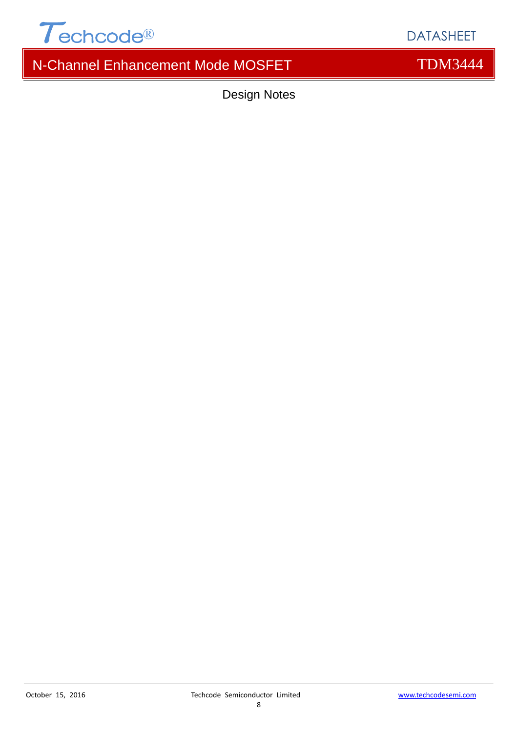Design Notes